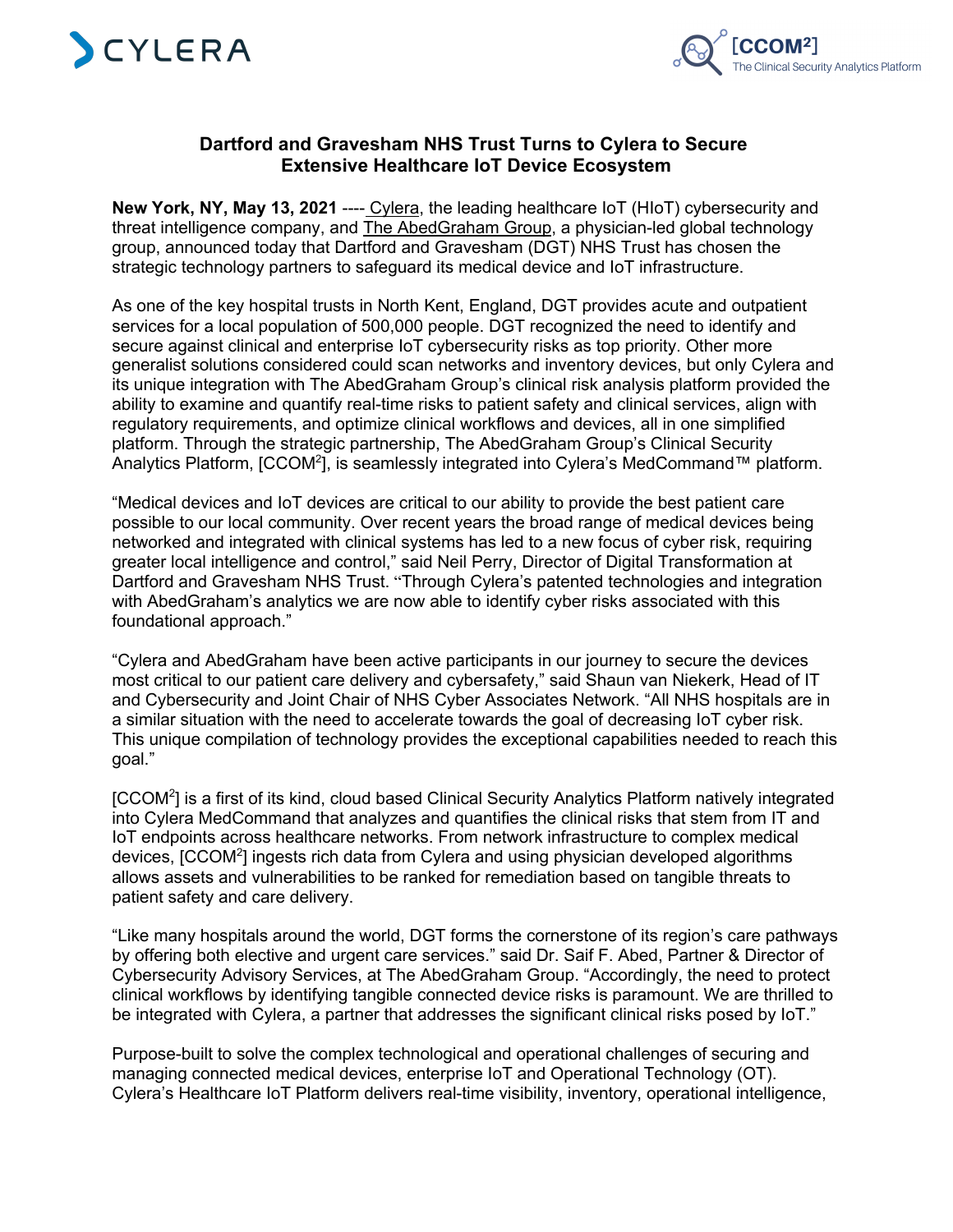# Dartford and Gravesham NHS Trust Turns to Cylera to Secure Extensive Healthcare IoT Device Ecosystem

**New York, NY, May 13, 2021** ---- Cylera, the leading healthcare IoT (HIoT) cybersecurity and threat intelligence company, and The AbedGraham Group, a physician-led global technology group, announced today that Dartford and Gravesham (DGT) NHS Trust has chosen the strategic technology partners to safeguard its medical device and IoT infrastructure.

As one of the key hospital trusts in North Kent, England, DGT provides acute and outpatient services for a local population of 500,000 people. DGT recognized the need to identify and secure against clinical and enterprise IoT cybersecurity risks as top priority. Other more generalist solutions considered could scan networks and inventory devices, but only Cylera and its unique integration with The AbedGraham Group's clinical risk analysis platform provided the ability to examine and quantify real-time risks to patient safety and clinical services, align with regulatory requirements, and optimize clinical workflows and devices, all in one simplified platform. Through the strategic partnership, The AbedGraham Group's Clinical Security Analytics Platform, [CCOM$^2$], is seamlessly integrated into Cylera's MedCommand™ platform.

"Medical devices and IoT devices are critical to our ability to provide the best patient care possible to our local community. Over recent years the broad range of medical devices being networked and integrated with clinical systems has led to a new focus of cyber risk, requiring greater local intelligence and control," said Neil Perry, Director of Digital Transformation at Dartford and Gravesham NHS Trust. "Through Cylera's patented technologies and integration with AbedGraham's analytics we are now able to identify cyber risks associated with this foundational approach."

"Cylera and AbedGraham have been active participants in our journey to secure the devices most critical to our patient care delivery and cybersafety," said Shaun van Niekerk, Head of IT and Cybersecurity and Joint Chair of NHS Cyber Associates Network. "All NHS hospitals are in a similar situation with the need to accelerate towards the goal of decreasing IoT cyber risk. This unique compilation of technology provides the exceptional capabilities needed to reach this goal."

[CCOM$^2$] is a first of its kind, cloud based Clinical Security Analytics Platform natively integrated into Cylera MedCommand that analyzes and quantifies the clinical risks that stem from IT and IoT endpoints across healthcare networks. From network infrastructure to complex medical devices, [CCOM$^2$] ingests rich data from Cylera and using physician developed algorithms allows assets and vulnerabilities to be ranked for remediation based on tangible threats to patient safety and care delivery.

"Like many hospitals around the world, DGT forms the cornerstone of its region's care pathways by offering both elective and urgent care services." said Dr. Saif F. Abed, Partner & Director of Cybersecurity Advisory Services, at The AbedGraham Group. "Accordingly, the need to protect clinical workflows by identifying tangible connected device risks is paramount. We are thrilled to be integrated with Cylera, a partner that addresses the significant clinical risks posed by IoT."

Purpose-built to solve the complex technological and operational challenges of securing and managing connected medical devices, enterprise IoT and Operational Technology (OT). Cylera's Healthcare IoT Platform delivers real-time visibility, inventory, operational intelligence,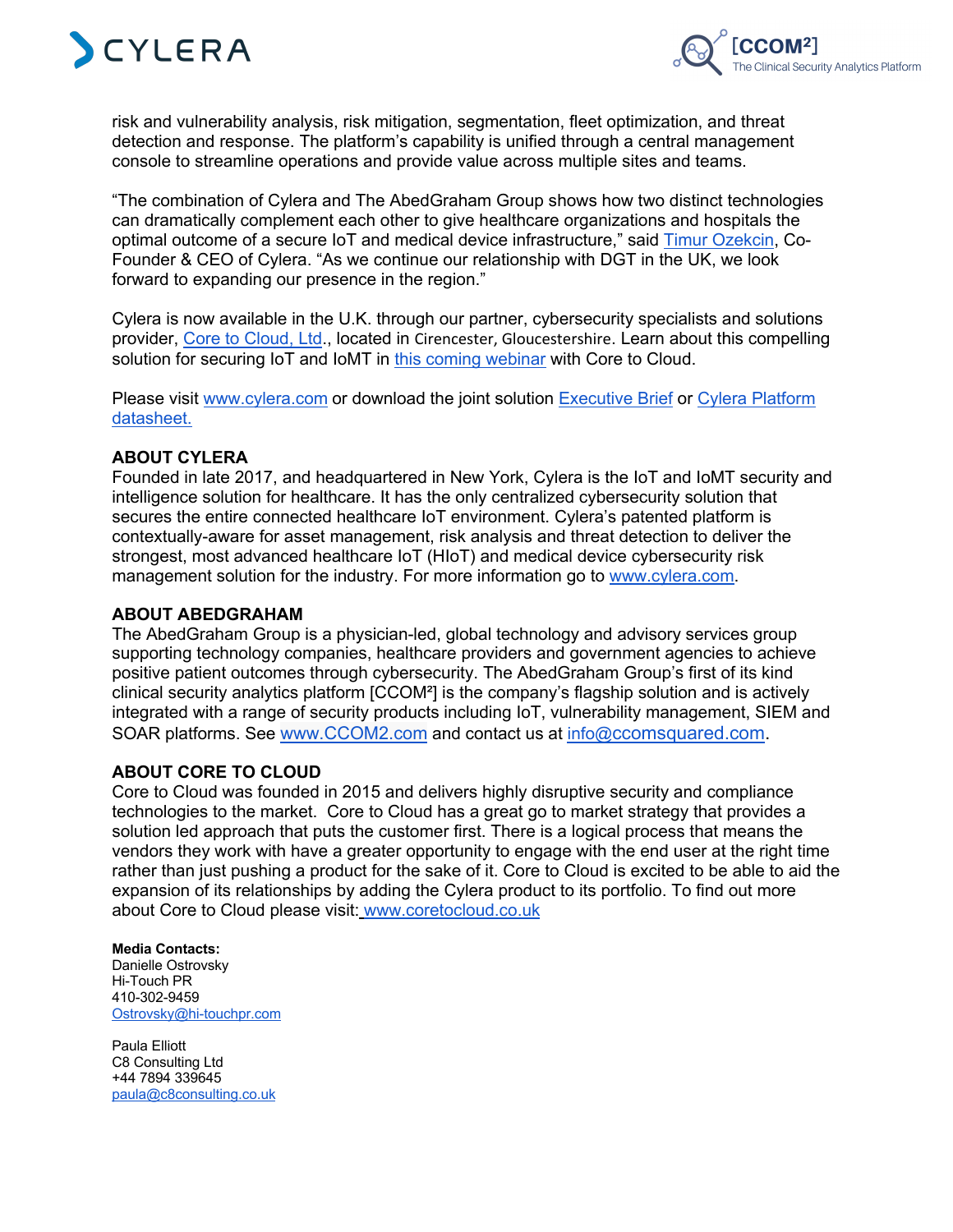risk and vulnerability analysis, risk mitigation, segmentation, fleet optimization, and threat detection and response. The platform's capability is unified through a central management console to streamline operations and provide value across multiple sites and teams.

"The combination of Cylera and The AbedGraham Group shows how two distinct technologies can dramatically complement each other to give healthcare organizations and hospitals the optimal outcome of a secure IoT and medical device infrastructure," said Timur Ozekcin, Co-Founder & CEO of Cylera. "As we continue our relationship with DGT in the UK, we look forward to expanding our presence in the region."

Cylera is now available in the U.K. through our partner, cybersecurity specialists and solutions provider, Core to Cloud, Ltd., located in Cirencester, Gloucestershire. Learn about this compelling solution for securing IoT and IoMT in this coming webinar with Core to Cloud.

Please visit www.cylera.com or download the joint solution Executive Brief or Cylera Platform datasheet.

**ABOUT CYLERA**
Founded in late 2017, and headquartered in New York, Cylera is the IoT and IoMT security and intelligence solution for healthcare. It has the only centralized cybersecurity solution that secures the entire connected healthcare IoT environment. Cylera's patented platform is contextually-aware for asset management, risk analysis and threat detection to deliver the strongest, most advanced healthcare IoT (HIoT) and medical device cybersecurity risk management solution for the industry. For more information go to www.cylera.com.

**ABOUT ABEDGRAHAM**
The AbedGraham Group is a physician-led, global technology and advisory services group supporting technology companies, healthcare providers and government agencies to achieve positive patient outcomes through cybersecurity. The AbedGraham Group's first of its kind clinical security analytics platform [CCOM²] is the company's flagship solution and is actively integrated with a range of security products including IoT, vulnerability management, SIEM and SOAR platforms. See www.CCOM2.com and contact us at info@ccomsquared.com.

**ABOUT CORE TO CLOUD**
Core to Cloud was founded in 2015 and delivers highly disruptive security and compliance technologies to the market. Core to Cloud has a great go to market strategy that provides a solution led approach that puts the customer first. There is a logical process that means the vendors they work with have a greater opportunity to engage with the end user at the right time rather than just pushing a product for the sake of it. Core to Cloud is excited to be able to aid the expansion of its relationships by adding the Cylera product to its portfolio. To find out more about Core to Cloud please visit: www.coretocloud.co.uk

**Media Contacts:**
Danielle Ostrovsky
Hi-Touch PR
410-302-9459
Ostrovsky@hi-touchpr.com

Paula Elliott
C8 Consulting Ltd
+44 7894 339645
paula@c8consulting.co.uk